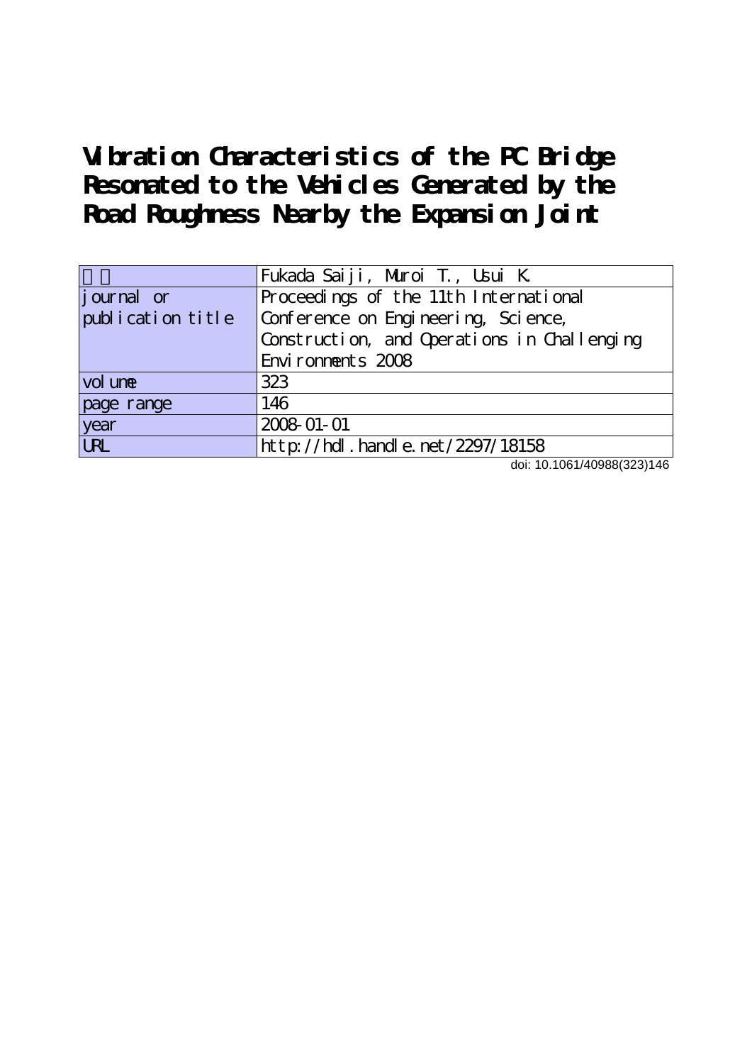# Vibration Characteristics of the PC Bridge Resonated to the Vehicles Generated by the Road Roughness Nearby the Expansion Joint

| 著者 | Fukada Saiji, Muroi T., Usui K. |
|---|---|
| journal or publication title | Proceedings of the 11th International Conference on Engineering, Science, Construction, and Operations in Challenging Environments 2008 |
| volume | 323 |
| page range | 146 |
| year | 2008-01-01 |
| URL | http://hdl.handle.net/2297/18158 |

doi: 10.1061/40988(323)146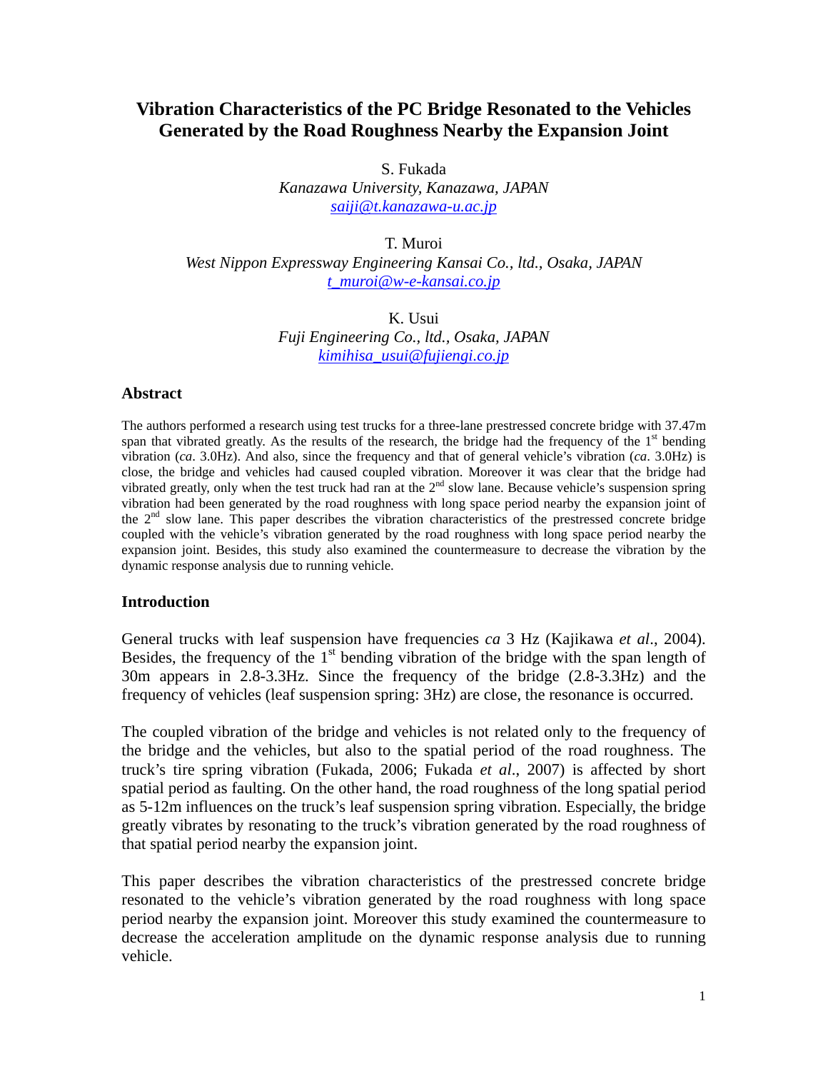# Vibration Characteristics of the PC Bridge Resonated to the Vehicles Generated by the Road Roughness Nearby the Expansion Joint

S. Fukada
*Kanazawa University, Kanazawa, JAPAN*
*saiji@t.kanazawa-u.ac.jp*

T. Muroi
*West Nippon Expressway Engineering Kansai Co., ltd., Osaka, JAPAN*
*t_muroi@w-e-kansai.co.jp*

K. Usui
*Fuji Engineering Co., ltd., Osaka, JAPAN*
*kimihisa_usui@fujiengi.co.jp*

## Abstract

The authors performed a research using test trucks for a three-lane prestressed concrete bridge with 37.47m span that vibrated greatly. As the results of the research, the bridge had the frequency of the 1st bending vibration (*ca*. 3.0Hz). And also, since the frequency and that of general vehicle's vibration (*ca*. 3.0Hz) is close, the bridge and vehicles had caused coupled vibration. Moreover it was clear that the bridge had vibrated greatly, only when the test truck had ran at the 2nd slow lane. Because vehicle's suspension spring vibration had been generated by the road roughness with long space period nearby the expansion joint of the 2nd slow lane. This paper describes the vibration characteristics of the prestressed concrete bridge coupled with the vehicle's vibration generated by the road roughness with long space period nearby the expansion joint. Besides, this study also examined the countermeasure to decrease the vibration by the dynamic response analysis due to running vehicle.

## Introduction

General trucks with leaf suspension have frequencies *ca* 3 Hz (Kajikawa *et al*., 2004). Besides, the frequency of the 1st bending vibration of the bridge with the span length of 30m appears in 2.8-3.3Hz. Since the frequency of the bridge (2.8-3.3Hz) and the frequency of vehicles (leaf suspension spring: 3Hz) are close, the resonance is occurred.

The coupled vibration of the bridge and vehicles is not related only to the frequency of the bridge and the vehicles, but also to the spatial period of the road roughness. The truck's tire spring vibration (Fukada, 2006; Fukada *et al*., 2007) is affected by short spatial period as faulting. On the other hand, the road roughness of the long spatial period as 5-12m influences on the truck's leaf suspension spring vibration. Especially, the bridge greatly vibrates by resonating to the truck's vibration generated by the road roughness of that spatial period nearby the expansion joint.

This paper describes the vibration characteristics of the prestressed concrete bridge resonated to the vehicle's vibration generated by the road roughness with long space period nearby the expansion joint. Moreover this study examined the countermeasure to decrease the acceleration amplitude on the dynamic response analysis due to running vehicle.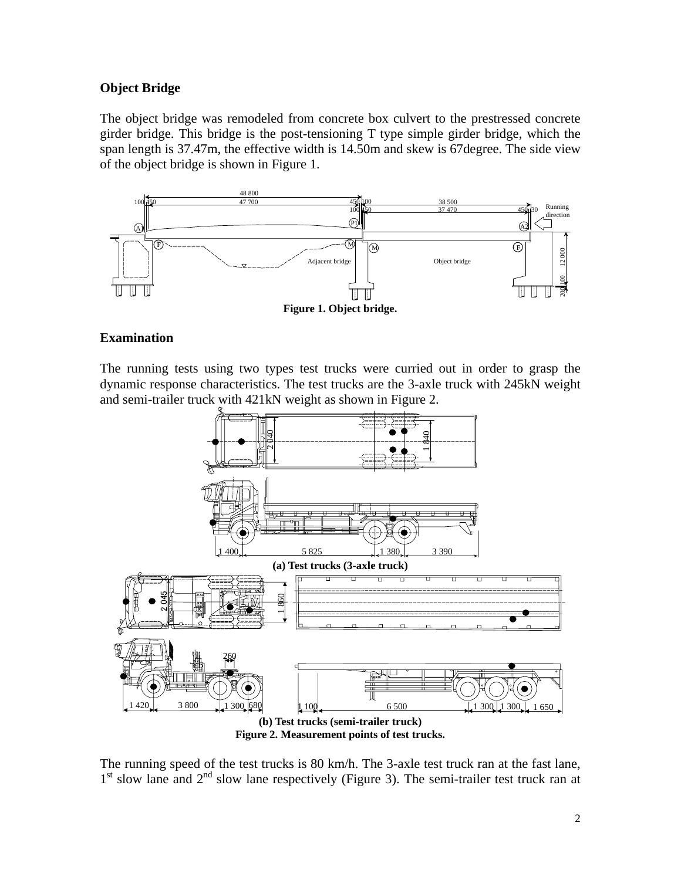## Object Bridge

The object bridge was remodeled from concrete box culvert to the prestressed concrete girder bridge. This bridge is the post-tensioning T type simple girder bridge, which the span length is 37.47m, the effective width is 14.50m and skew is 67degree. The side view of the object bridge is shown in Figure 1.

**Figure 1. Object bridge.**

## Examination

The running tests using two types test trucks were curried out in order to grasp the dynamic response characteristics. The test trucks are the 3-axle truck with 245kN weight and semi-trailer truck with 421kN weight as shown in Figure 2.

**(a) Test trucks (3-axle truck)**

**(b) Test trucks (semi-trailer truck)**

**Figure 2. Measurement points of test trucks.**

The running speed of the test trucks is 80 km/h. The 3-axle test truck ran at the fast lane, 1st slow lane and 2nd slow lane respectively (Figure 3). The semi-trailer test truck ran at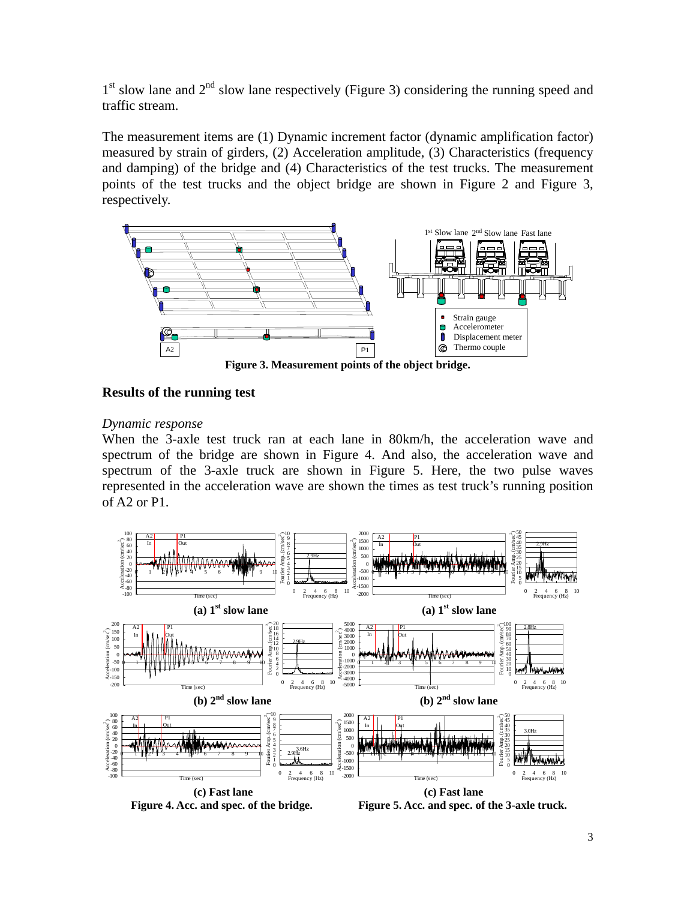1st slow lane and 2nd slow lane respectively (Figure 3) considering the running speed and traffic stream.

The measurement items are (1) Dynamic increment factor (dynamic amplification factor) measured by strain of girders, (2) Acceleration amplitude, (3) Characteristics (frequency and damping) of the bridge and (4) Characteristics of the test trucks. The measurement points of the test trucks and the object bridge are shown in Figure 2 and Figure 3, respectively.

**Figure 3. Measurement points of the object bridge.**

## Results of the running test

*Dynamic response*

When the 3-axle test truck ran at each lane in 80km/h, the acceleration wave and spectrum of the bridge are shown in Figure 4. And also, the acceleration wave and spectrum of the 3-axle truck are shown in Figure 5. Here, the two pulse waves represented in the acceleration wave are shown the times as test truck's running position of A2 or P1.

**Figure 4. Acc. and spec. of the bridge.** (a) 1st slow lane (b) 2nd slow lane (c) Fast lane

**Figure 5. Acc. and spec. of the 3-axle truck.** (a) 1st slow lane (b) 2nd slow lane (c) Fast lane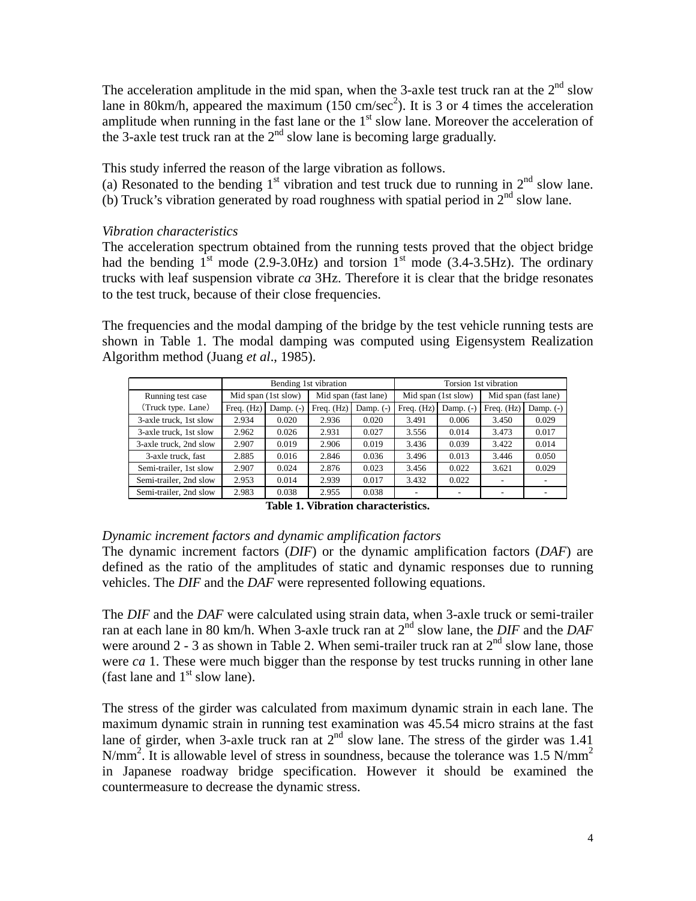The acceleration amplitude in the mid span, when the 3-axle test truck ran at the 2nd slow lane in 80km/h, appeared the maximum (150 cm/sec$^2$). It is 3 or 4 times the acceleration amplitude when running in the fast lane or the 1st slow lane. Moreover the acceleration of the 3-axle test truck ran at the 2nd slow lane is becoming large gradually.

This study inferred the reason of the large vibration as follows.
(a) Resonated to the bending 1st vibration and test truck due to running in 2nd slow lane.
(b) Truck's vibration generated by road roughness with spatial period in 2nd slow lane.

*Vibration characteristics*
The acceleration spectrum obtained from the running tests proved that the object bridge had the bending 1st mode (2.9-3.0Hz) and torsion 1st mode (3.4-3.5Hz). The ordinary trucks with leaf suspension vibrate *ca* 3Hz. Therefore it is clear that the bridge resonates to the test truck, because of their close frequencies.

The frequencies and the modal damping of the bridge by the test vehicle running tests are shown in Table 1. The modal damping was computed using Eigensystem Realization Algorithm method (Juang *et al*., 1985).

| Running test case (Truck type, Lane) | Bending 1st vibration | | | | Torsion 1st vibration | | | |
|---|---|---|---|---|---|---|---|---|
| | Mid span (1st slow) | | Mid span (fast lane) | | Mid span (1st slow) | | Mid span (fast lane) | |
| | Freq. (Hz) | Damp. (-) | Freq. (Hz) | Damp. (-) | Freq. (Hz) | Damp. (-) | Freq. (Hz) | Damp. (-) |
| 3-axle truck, 1st slow | 2.934 | 0.020 | 2.936 | 0.020 | 3.491 | 0.006 | 3.450 | 0.029 |
| 3-axle truck, 1st slow | 2.962 | 0.026 | 2.931 | 0.027 | 3.556 | 0.014 | 3.473 | 0.017 |
| 3-axle truck, 2nd slow | 2.907 | 0.019 | 2.906 | 0.019 | 3.436 | 0.039 | 3.422 | 0.014 |
| 3-axle truck, fast | 2.885 | 0.016 | 2.846 | 0.036 | 3.496 | 0.013 | 3.446 | 0.050 |
| Semi-trailer, 1st slow | 2.907 | 0.024 | 2.876 | 0.023 | 3.456 | 0.022 | 3.621 | 0.029 |
| Semi-trailer, 2nd slow | 2.953 | 0.014 | 2.939 | 0.017 | 3.432 | 0.022 | - | - |
| Semi-trailer, 2nd slow | 2.983 | 0.038 | 2.955 | 0.038 | - | - | - | - |

**Table 1. Vibration characteristics.**

*Dynamic increment factors and dynamic amplification factors*
The dynamic increment factors (*DIF*) or the dynamic amplification factors (*DAF*) are defined as the ratio of the amplitudes of static and dynamic responses due to running vehicles. The *DIF* and the *DAF* were represented following equations.

The *DIF* and the *DAF* were calculated using strain data, when 3-axle truck or semi-trailer ran at each lane in 80 km/h. When 3-axle truck ran at 2nd slow lane, the *DIF* and the *DAF* were around 2 - 3 as shown in Table 2. When semi-trailer truck ran at 2nd slow lane, those were *ca* 1. These were much bigger than the response by test trucks running in other lane (fast lane and 1st slow lane).

The stress of the girder was calculated from maximum dynamic strain in each lane. The maximum dynamic strain in running test examination was 45.54 micro strains at the fast lane of girder, when 3-axle truck ran at 2nd slow lane. The stress of the girder was 1.41 N/mm$^2$. It is allowable level of stress in soundness, because the tolerance was 1.5 N/mm$^2$ in Japanese roadway bridge specification. However it should be examined the countermeasure to decrease the dynamic stress.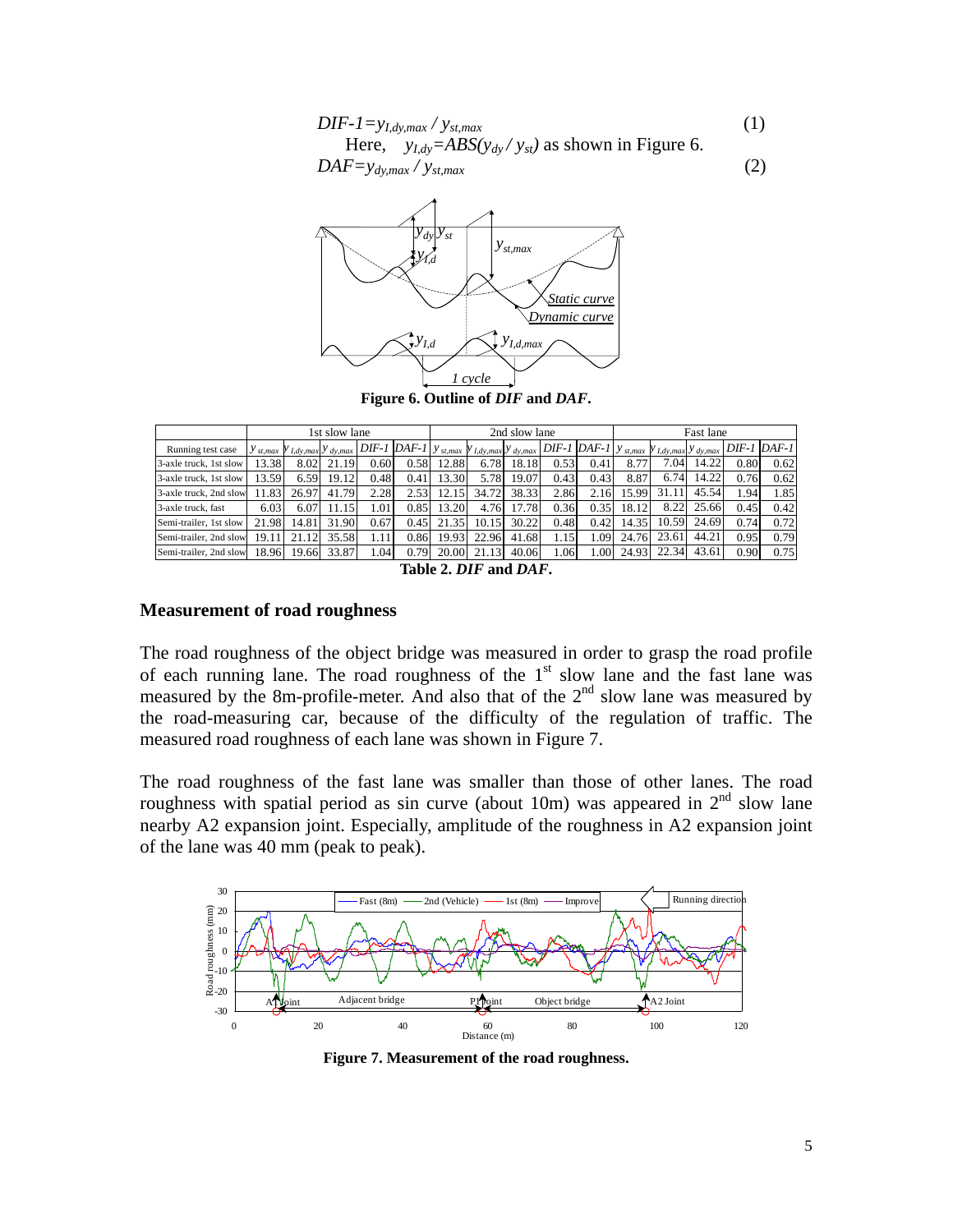$$DIF\text{-}1 = y_{I,dy,max} / y_{st,max} \tag{1}$$

Here, $y_{I,dy}=ABS(y_{dy} / y_{st})$ as shown in Figure 6.

$$DAF = y_{dy,max} / y_{st,max} \tag{2}$$

**Figure 6. Outline of *DIF* and *DAF*.**

| | 1st slow lane | | | | | 2nd slow lane | | | | | Fast lane | | | | |
|---|---|---|---|---|---|---|---|---|---|---|---|---|---|---|---|
| Running test case | $y_{st,max}$ | $y_{I,dy,max}$ | $y_{dy,max}$ | *DIF-1* | *DAF-1* | $y_{st,max}$ | $y_{I,dy,max}$ | $y_{dy,max}$ | *DIF-1* | *DAF-1* | $y_{st,max}$ | $y_{I,dy,max}$ | $y_{dy,max}$ | *DIF-1* | *DAF-1* |
| 3-axle truck, 1st slow | 13.38 | 8.02 | 21.19 | 0.60 | 0.58 | 12.88 | 6.78 | 18.18 | 0.53 | 0.41 | 8.77 | 7.04 | 14.22 | 0.80 | 0.62 |
| 3-axle truck, 1st slow | 13.59 | 6.59 | 19.12 | 0.48 | 0.41 | 13.30 | 5.78 | 19.07 | 0.43 | 0.43 | 8.87 | 6.74 | 14.22 | 0.76 | 0.62 |
| 3-axle truck, 2nd slow | 11.83 | 26.97 | 41.79 | 2.28 | 2.53 | 12.15 | 34.72 | 38.33 | 2.86 | 2.16 | 15.99 | 31.11 | 45.54 | 1.94 | 1.85 |
| 3-axle truck, fast | 6.03 | 6.07 | 11.15 | 1.01 | 0.85 | 13.20 | 4.76 | 17.78 | 0.36 | 0.35 | 18.12 | 8.22 | 25.66 | 0.45 | 0.42 |
| Semi-trailer, 1st slow | 21.98 | 14.81 | 31.90 | 0.67 | 0.45 | 21.35 | 10.15 | 30.22 | 0.48 | 0.42 | 14.35 | 10.59 | 24.69 | 0.74 | 0.72 |
| Semi-trailer, 2nd slow | 19.11 | 21.12 | 35.58 | 1.11 | 0.86 | 19.93 | 22.96 | 41.68 | 1.15 | 1.09 | 24.76 | 23.61 | 44.21 | 0.95 | 0.79 |
| Semi-trailer, 2nd slow | 18.96 | 19.66 | 33.87 | 1.04 | 0.79 | 20.00 | 21.13 | 40.06 | 1.06 | 1.00 | 24.93 | 22.34 | 43.61 | 0.90 | 0.75 |

**Table 2. *DIF* and *DAF*.**

### Measurement of road roughness

The road roughness of the object bridge was measured in order to grasp the road profile of each running lane. The road roughness of the 1st slow lane and the fast lane was measured by the 8m-profile-meter. And also that of the 2nd slow lane was measured by the road-measuring car, because of the difficulty of the regulation of traffic. The measured road roughness of each lane was shown in Figure 7.

The road roughness of the fast lane was smaller than those of other lanes. The road roughness with spatial period as sin curve (about 10m) was appeared in 2nd slow lane nearby A2 expansion joint. Especially, amplitude of the roughness in A2 expansion joint of the lane was 40 mm (peak to peak).

**Figure 7. Measurement of the road roughness.**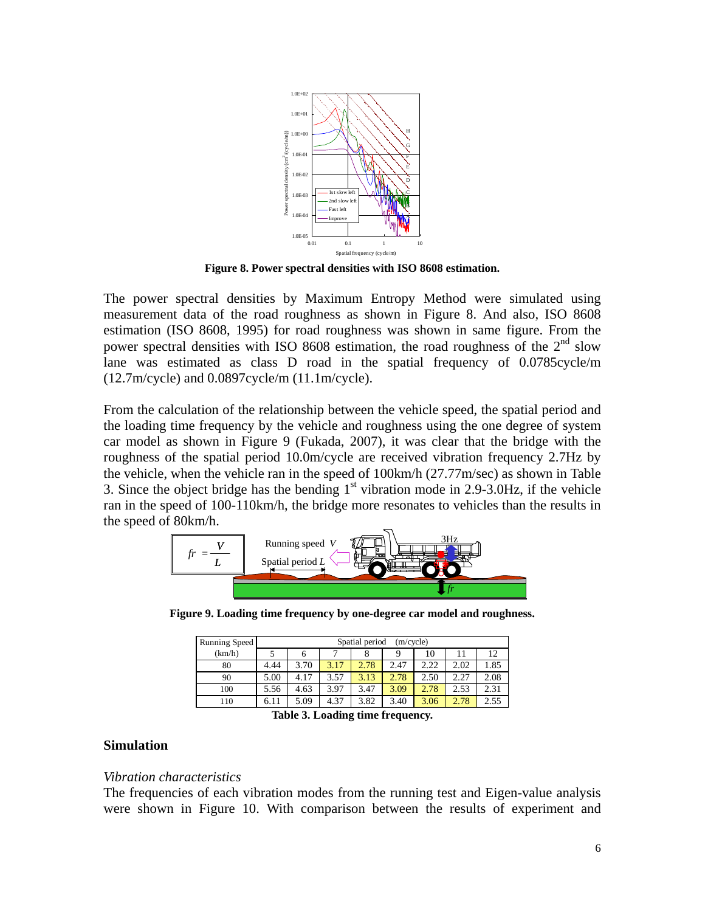**Figure 8. Power spectral densities with ISO 8608 estimation.**

The power spectral densities by Maximum Entropy Method were simulated using measurement data of the road roughness as shown in Figure 8. And also, ISO 8608 estimation (ISO 8608, 1995) for road roughness was shown in same figure. From the power spectral densities with ISO 8608 estimation, the road roughness of the 2nd slow lane was estimated as class D road in the spatial frequency of 0.0785cycle/m (12.7m/cycle) and 0.0897cycle/m (11.1m/cycle).

From the calculation of the relationship between the vehicle speed, the spatial period and the loading time frequency by the vehicle and roughness using the one degree of system car model as shown in Figure 9 (Fukada, 2007), it was clear that the bridge with the roughness of the spatial period 10.0m/cycle are received vibration frequency 2.7Hz by the vehicle, when the vehicle ran in the speed of 100km/h (27.77m/sec) as shown in Table 3. Since the object bridge has the bending 1st vibration mode in 2.9-3.0Hz, if the vehicle ran in the speed of 100-110km/h, the bridge more resonates to vehicles than the results in the speed of 80km/h.

$$fr = \frac{V}{L}$$

**Figure 9. Loading time frequency by one-degree car model and roughness.**

| Running Speed (km/h) | Spatial period (m/cycle) | | | | | | | |
|---|---|---|---|---|---|---|---|---|
| | 5 | 6 | 7 | 8 | 9 | 10 | 11 | 12 |
| 80 | 4.44 | 3.70 | 3.17 | 2.78 | 2.47 | 2.22 | 2.02 | 1.85 |
| 90 | 5.00 | 4.17 | 3.57 | 3.13 | 2.78 | 2.50 | 2.27 | 2.08 |
| 100 | 5.56 | 4.63 | 3.97 | 3.47 | 3.09 | 2.78 | 2.53 | 2.31 |
| 110 | 6.11 | 5.09 | 4.37 | 3.82 | 3.40 | 3.06 | 2.78 | 2.55 |

**Table 3. Loading time frequency.**

## Simulation

*Vibration characteristics*

The frequencies of each vibration modes from the running test and Eigen-value analysis were shown in Figure 10. With comparison between the results of experiment and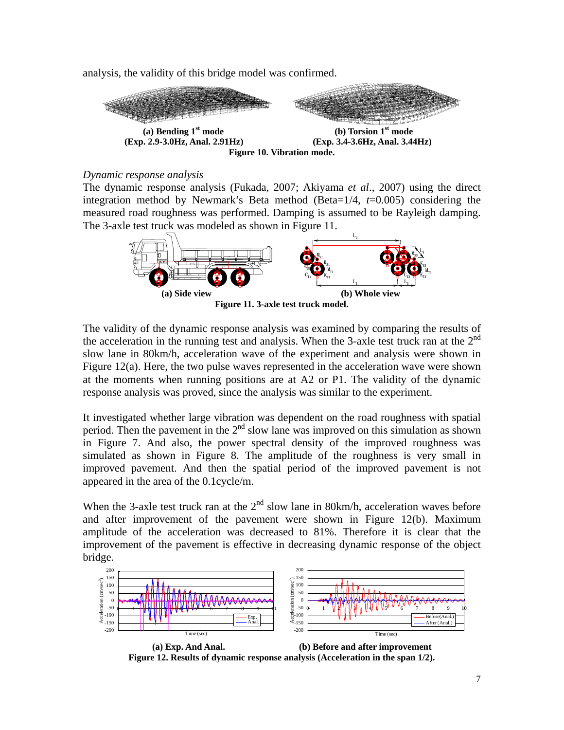analysis, the validity of this bridge model was confirmed.

**(a) Bending 1st mode**
**(Exp. 2.9-3.0Hz, Anal. 2.91Hz)**

**(b) Torsion 1st mode**
**(Exp. 3.4-3.6Hz, Anal. 3.44Hz)**

**Figure 10. Vibration mode.**

*Dynamic response analysis*

The dynamic response analysis (Fukada, 2007; Akiyama *et al*., 2007) using the direct integration method by Newmark's Beta method (Beta=1/4, $t$=0.005) considering the measured road roughness was performed. Damping is assumed to be Rayleigh damping. The 3-axle test truck was modeled as shown in Figure 11.

**(a) Side view** **(b) Whole view**

**Figure 11. 3-axle test truck model.**

The validity of the dynamic response analysis was examined by comparing the results of the acceleration in the running test and analysis. When the 3-axle test truck ran at the 2nd slow lane in 80km/h, acceleration wave of the experiment and analysis were shown in Figure 12(a). Here, the two pulse waves represented in the acceleration wave were shown at the moments when running positions are at A2 or P1. The validity of the dynamic response analysis was proved, since the analysis was similar to the experiment.

It investigated whether large vibration was dependent on the road roughness with spatial period. Then the pavement in the 2nd slow lane was improved on this simulation as shown in Figure 7. And also, the power spectral density of the improved roughness was simulated as shown in Figure 8. The amplitude of the roughness is very small in improved pavement. And then the spatial period of the improved pavement is not appeared in the area of the 0.1cycle/m.

When the 3-axle test truck ran at the 2nd slow lane in 80km/h, acceleration waves before and after improvement of the pavement were shown in Figure 12(b). Maximum amplitude of the acceleration was decreased to 81%. Therefore it is clear that the improvement of the pavement is effective in decreasing dynamic response of the object bridge.

**(a) Exp. And Anal.** **(b) Before and after improvement**

**Figure 12. Results of dynamic response analysis (Acceleration in the span 1/2).**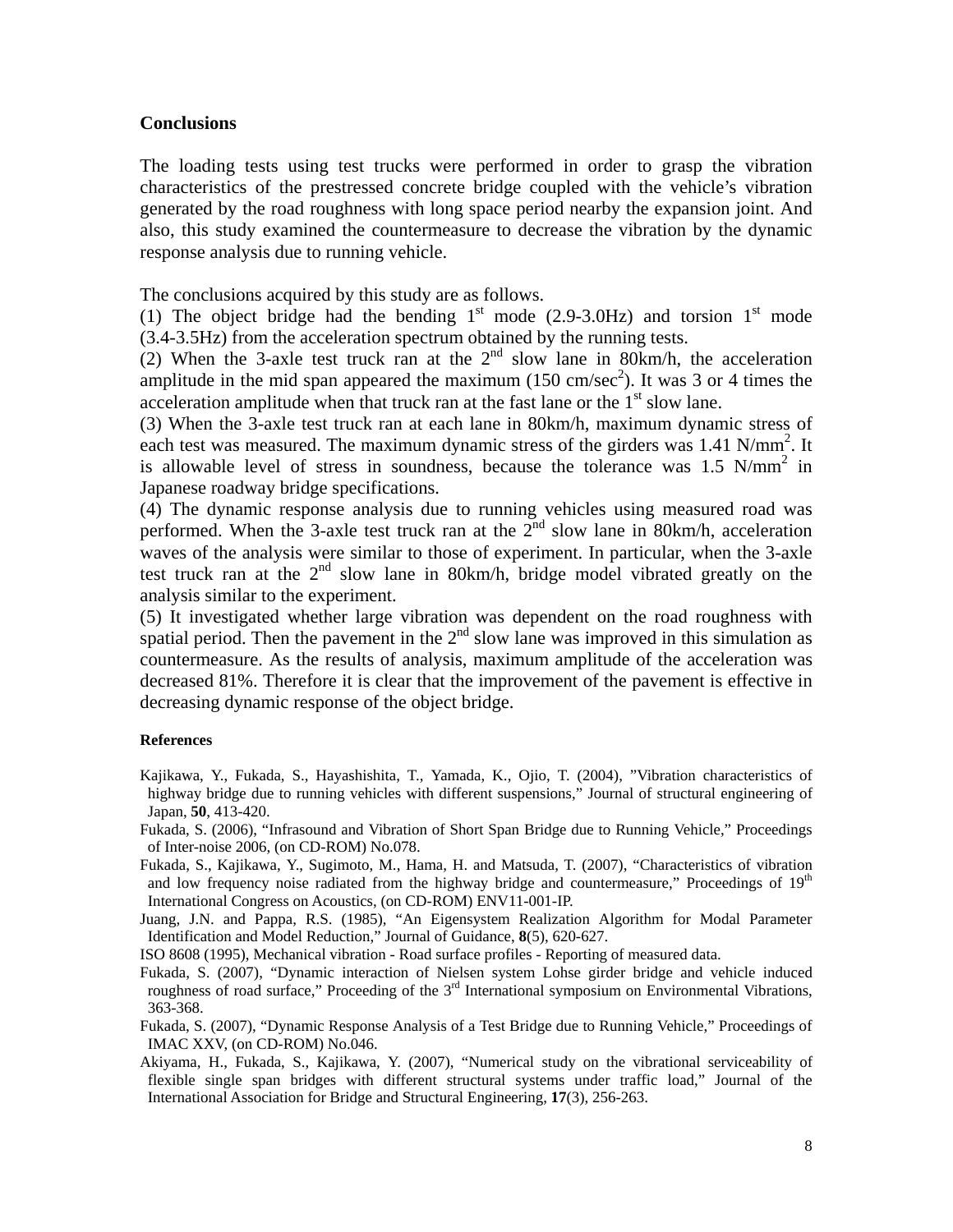## Conclusions

The loading tests using test trucks were performed in order to grasp the vibration characteristics of the prestressed concrete bridge coupled with the vehicle's vibration generated by the road roughness with long space period nearby the expansion joint. And also, this study examined the countermeasure to decrease the vibration by the dynamic response analysis due to running vehicle.

The conclusions acquired by this study are as follows.

(1) The object bridge had the bending 1st mode (2.9-3.0Hz) and torsion 1st mode (3.4-3.5Hz) from the acceleration spectrum obtained by the running tests.

(2) When the 3-axle test truck ran at the 2nd slow lane in 80km/h, the acceleration amplitude in the mid span appeared the maximum (150 cm/sec$^2$). It was 3 or 4 times the acceleration amplitude when that truck ran at the fast lane or the 1st slow lane.

(3) When the 3-axle test truck ran at each lane in 80km/h, maximum dynamic stress of each test was measured. The maximum dynamic stress of the girders was 1.41 N/mm$^2$. It is allowable level of stress in soundness, because the tolerance was 1.5 N/mm$^2$ in Japanese roadway bridge specifications.

(4) The dynamic response analysis due to running vehicles using measured road was performed. When the 3-axle test truck ran at the 2nd slow lane in 80km/h, acceleration waves of the analysis were similar to those of experiment. In particular, when the 3-axle test truck ran at the 2nd slow lane in 80km/h, bridge model vibrated greatly on the analysis similar to the experiment.

(5) It investigated whether large vibration was dependent on the road roughness with spatial period. Then the pavement in the 2nd slow lane was improved in this simulation as countermeasure. As the results of analysis, maximum amplitude of the acceleration was decreased 81%. Therefore it is clear that the improvement of the pavement is effective in decreasing dynamic response of the object bridge.

### References

Kajikawa, Y., Fukada, S., Hayashishita, T., Yamada, K., Ojio, T. (2004), "Vibration characteristics of highway bridge due to running vehicles with different suspensions," Journal of structural engineering of Japan, **50**, 413-420.

Fukada, S. (2006), "Infrasound and Vibration of Short Span Bridge due to Running Vehicle," Proceedings of Inter-noise 2006, (on CD-ROM) No.078.

Fukada, S., Kajikawa, Y., Sugimoto, M., Hama, H. and Matsuda, T. (2007), "Characteristics of vibration and low frequency noise radiated from the highway bridge and countermeasure," Proceedings of 19th International Congress on Acoustics, (on CD-ROM) ENV11-001-IP.

Juang, J.N. and Pappa, R.S. (1985), "An Eigensystem Realization Algorithm for Modal Parameter Identification and Model Reduction," Journal of Guidance, **8**(5), 620-627.

ISO 8608 (1995), Mechanical vibration - Road surface profiles - Reporting of measured data.

Fukada, S. (2007), "Dynamic interaction of Nielsen system Lohse girder bridge and vehicle induced roughness of road surface," Proceeding of the 3rd International symposium on Environmental Vibrations, 363-368.

Fukada, S. (2007), "Dynamic Response Analysis of a Test Bridge due to Running Vehicle," Proceedings of IMAC XXV, (on CD-ROM) No.046.

Akiyama, H., Fukada, S., Kajikawa, Y. (2007), "Numerical study on the vibrational serviceability of flexible single span bridges with different structural systems under traffic load," Journal of the International Association for Bridge and Structural Engineering, **17**(3), 256-263.